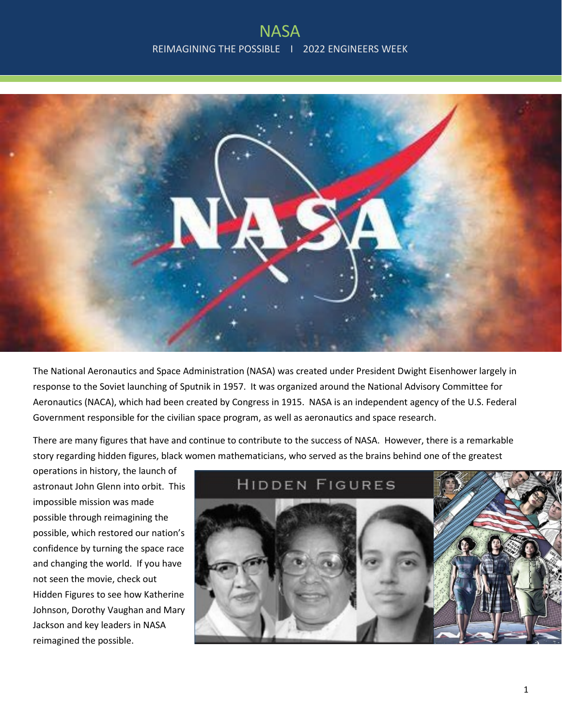# NASA

REIMAGINING THE POSSIBLE I 2022 ENGINEERS WEEK

The National Aeronautics and Space Administration (NASA) was created under President Dwight Eisenhower largely in response to the Soviet launching of Sputnik in 1957. It was organized around the National Advisory Committee for Aeronautics (NACA), which had been created by Congress in 1915. NASA is an independent agency of the U.S. Federal Government responsible for the civilian space program, as well as aeronautics and space research.

There are many figures that have and continue to contribute to the success of NASA. However, there is a remarkable story regarding hidden figures, black women mathematicians, who served as the brains behind one of the greatest operations in history, the launch of astronaut John Glenn into orbit. This impossible mission was made possible through reimagining the possible, which restored our nation's confidence by turning the space race and changing the world. If you have not seen the movie, check out Hidden Figures to see how Katherine Johnson, Dorothy Vaughan and Mary Jackson and key leaders in NASA reimagined the possible.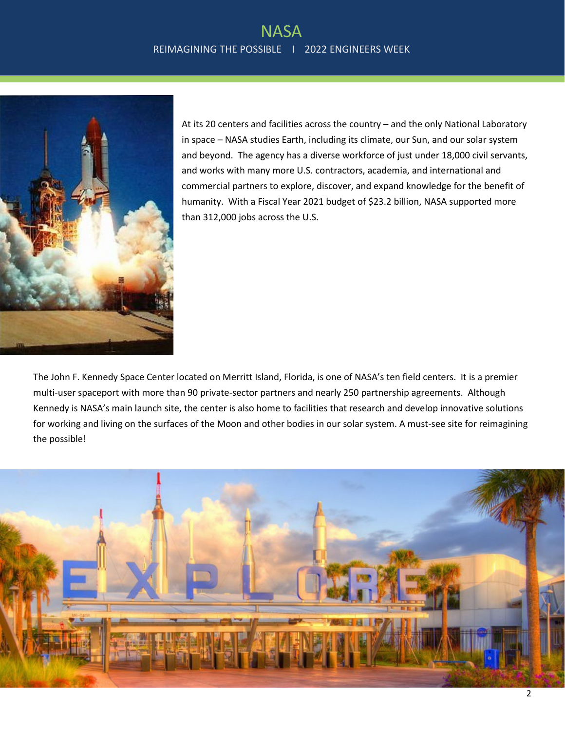# NASA

REIMAGINING THE POSSIBLE | 2022 ENGINEERS WEEK

At its 20 centers and facilities across the country – and the only National Laboratory in space – NASA studies Earth, including its climate, our Sun, and our solar system and beyond. The agency has a diverse workforce of just under 18,000 civil servants, and works with many more U.S. contractors, academia, and international and commercial partners to explore, discover, and expand knowledge for the benefit of humanity. With a Fiscal Year 2021 budget of $23.2 billion, NASA supported more than 312,000 jobs across the U.S.

The John F. Kennedy Space Center located on Merritt Island, Florida, is one of NASA's ten field centers. It is a premier multi-user spaceport with more than 90 private-sector partners and nearly 250 partnership agreements. Although Kennedy is NASA's main launch site, the center is also home to facilities that research and develop innovative solutions for working and living on the surfaces of the Moon and other bodies in our solar system. A must-see site for reimagining the possible!